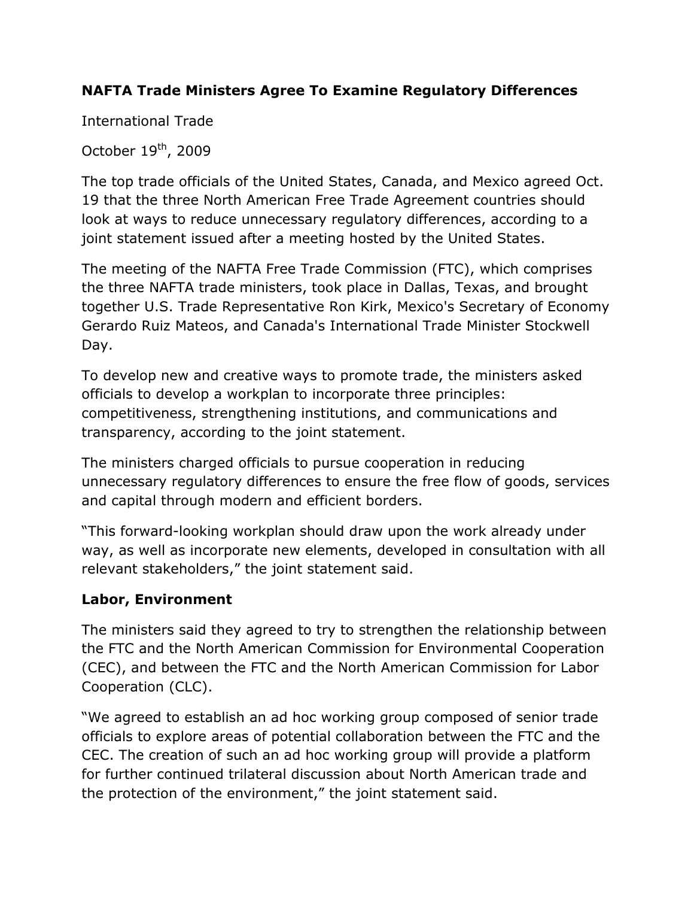**NAFTA Trade Ministers Agree To Examine Regulatory Differences**

International Trade

October 19th, 2009

The top trade officials of the United States, Canada, and Mexico agreed Oct. 19 that the three North American Free Trade Agreement countries should look at ways to reduce unnecessary regulatory differences, according to a joint statement issued after a meeting hosted by the United States.

The meeting of the NAFTA Free Trade Commission (FTC), which comprises the three NAFTA trade ministers, took place in Dallas, Texas, and brought together U.S. Trade Representative Ron Kirk, Mexico's Secretary of Economy Gerardo Ruiz Mateos, and Canada's International Trade Minister Stockwell Day.

To develop new and creative ways to promote trade, the ministers asked officials to develop a workplan to incorporate three principles: competitiveness, strengthening institutions, and communications and transparency, according to the joint statement.

The ministers charged officials to pursue cooperation in reducing unnecessary regulatory differences to ensure the free flow of goods, services and capital through modern and efficient borders.

"This forward-looking workplan should draw upon the work already under way, as well as incorporate new elements, developed in consultation with all relevant stakeholders," the joint statement said.

**Labor, Environment**

The ministers said they agreed to try to strengthen the relationship between the FTC and the North American Commission for Environmental Cooperation (CEC), and between the FTC and the North American Commission for Labor Cooperation (CLC).

"We agreed to establish an ad hoc working group composed of senior trade officials to explore areas of potential collaboration between the FTC and the CEC. The creation of such an ad hoc working group will provide a platform for further continued trilateral discussion about North American trade and the protection of the environment," the joint statement said.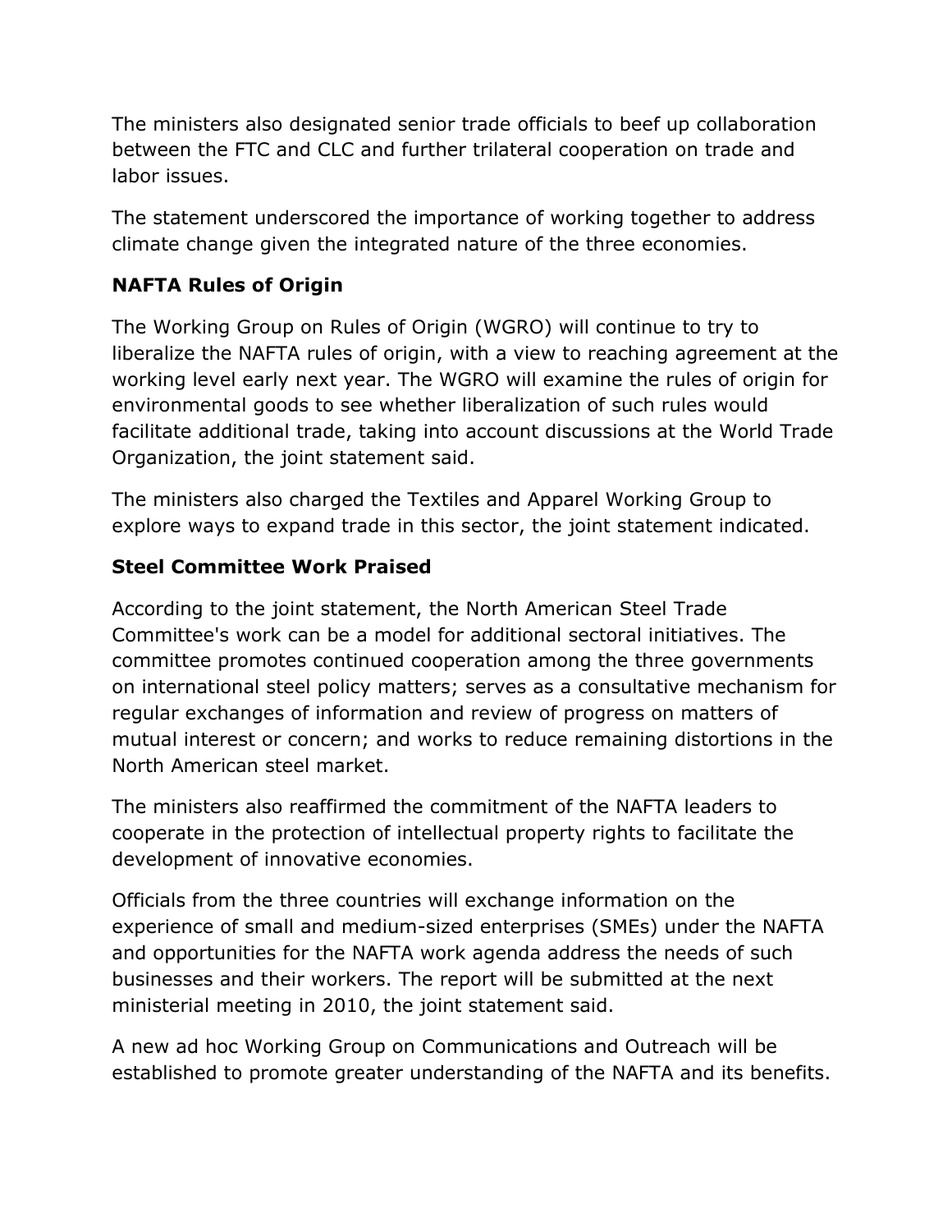The ministers also designated senior trade officials to beef up collaboration between the FTC and CLC and further trilateral cooperation on trade and labor issues.

The statement underscored the importance of working together to address climate change given the integrated nature of the three economies.

**NAFTA Rules of Origin**

The Working Group on Rules of Origin (WGRO) will continue to try to liberalize the NAFTA rules of origin, with a view to reaching agreement at the working level early next year. The WGRO will examine the rules of origin for environmental goods to see whether liberalization of such rules would facilitate additional trade, taking into account discussions at the World Trade Organization, the joint statement said.

The ministers also charged the Textiles and Apparel Working Group to explore ways to expand trade in this sector, the joint statement indicated.

**Steel Committee Work Praised**

According to the joint statement, the North American Steel Trade Committee's work can be a model for additional sectoral initiatives. The committee promotes continued cooperation among the three governments on international steel policy matters; serves as a consultative mechanism for regular exchanges of information and review of progress on matters of mutual interest or concern; and works to reduce remaining distortions in the North American steel market.

The ministers also reaffirmed the commitment of the NAFTA leaders to cooperate in the protection of intellectual property rights to facilitate the development of innovative economies.

Officials from the three countries will exchange information on the experience of small and medium-sized enterprises (SMEs) under the NAFTA and opportunities for the NAFTA work agenda address the needs of such businesses and their workers. The report will be submitted at the next ministerial meeting in 2010, the joint statement said.

A new ad hoc Working Group on Communications and Outreach will be established to promote greater understanding of the NAFTA and its benefits.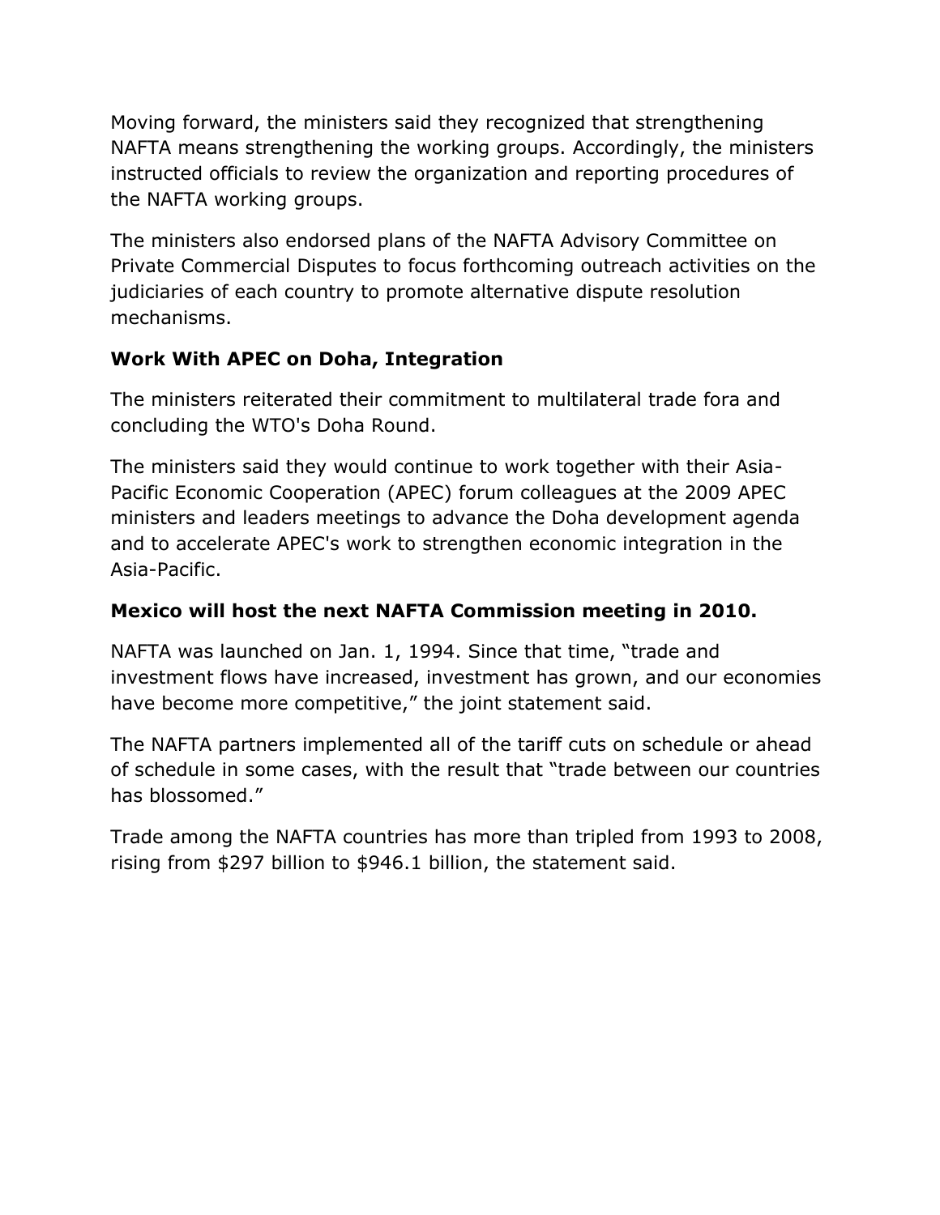Moving forward, the ministers said they recognized that strengthening NAFTA means strengthening the working groups. Accordingly, the ministers instructed officials to review the organization and reporting procedures of the NAFTA working groups.

The ministers also endorsed plans of the NAFTA Advisory Committee on Private Commercial Disputes to focus forthcoming outreach activities on the judiciaries of each country to promote alternative dispute resolution mechanisms.

### Work With APEC on Doha, Integration

The ministers reiterated their commitment to multilateral trade fora and concluding the WTO's Doha Round.

The ministers said they would continue to work together with their Asia-Pacific Economic Cooperation (APEC) forum colleagues at the 2009 APEC ministers and leaders meetings to advance the Doha development agenda and to accelerate APEC's work to strengthen economic integration in the Asia-Pacific.

### Mexico will host the next NAFTA Commission meeting in 2010.

NAFTA was launched on Jan. 1, 1994. Since that time, "trade and investment flows have increased, investment has grown, and our economies have become more competitive," the joint statement said.

The NAFTA partners implemented all of the tariff cuts on schedule or ahead of schedule in some cases, with the result that "trade between our countries has blossomed."

Trade among the NAFTA countries has more than tripled from 1993 to 2008, rising from $297 billion to $946.1 billion, the statement said.